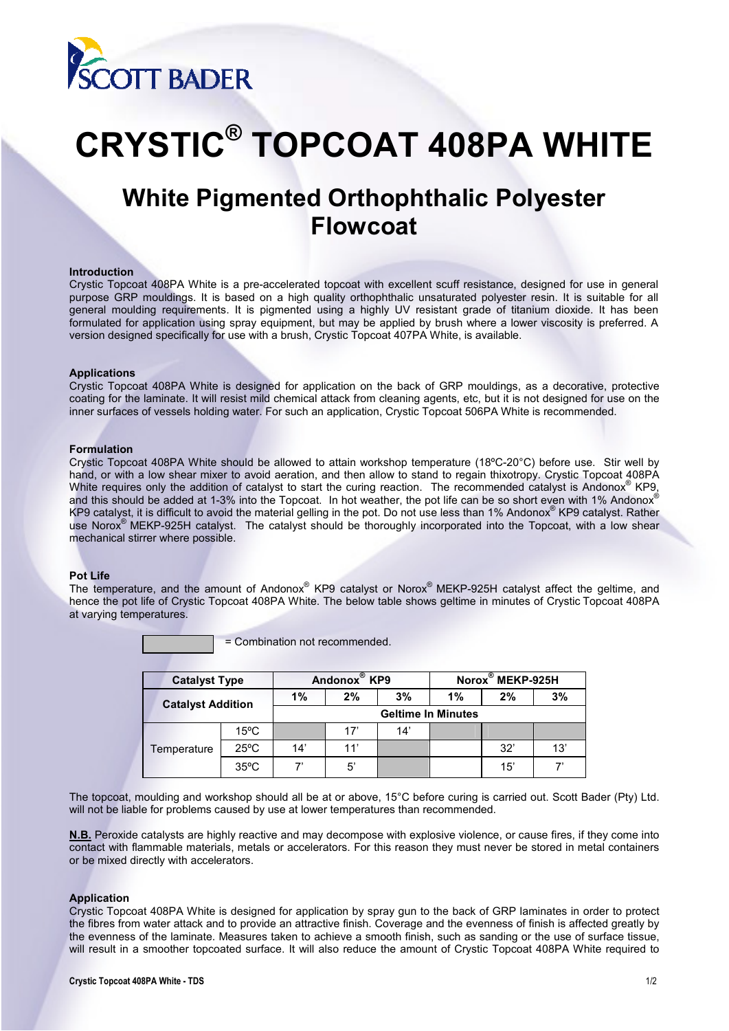SCOTT BADER

# CRYSTIC® TOPCOAT 408PA WHITE

## White Pigmented Orthophthalic Polyester Flowcoat

**Introduction**

Crystic Topcoat 408PA White is a pre-accelerated topcoat with excellent scuff resistance, designed for use in general purpose GRP mouldings. It is based on a high quality orthophthalic unsaturated polyester resin. It is suitable for all general moulding requirements. It is pigmented using a highly UV resistant grade of titanium dioxide. It has been formulated for application using spray equipment, but may be applied by brush where a lower viscosity is preferred. A version designed specifically for use with a brush, Crystic Topcoat 407PA White, is available.

**Applications**

Crystic Topcoat 408PA White is designed for application on the back of GRP mouldings, as a decorative, protective coating for the laminate. It will resist mild chemical attack from cleaning agents, etc, but it is not designed for use on the inner surfaces of vessels holding water. For such an application, Crystic Topcoat 506PA White is recommended.

**Formulation**

Crystic Topcoat 408PA White should be allowed to attain workshop temperature (18ºC-20°C) before use. Stir well by hand, or with a low shear mixer to avoid aeration, and then allow to stand to regain thixotropy. Crystic Topcoat 408PA White requires only the addition of catalyst to start the curing reaction. The recommended catalyst is Andonox® KP9, and this should be added at 1-3% into the Topcoat. In hot weather, the pot life can be so short even with 1% Andonox® KP9 catalyst, it is difficult to avoid the material gelling in the pot. Do not use less than 1% Andonox® KP9 catalyst. Rather use Norox® MEKP-925H catalyst. The catalyst should be thoroughly incorporated into the Topcoat, with a low shear mechanical stirrer where possible.

**Pot Life**

The temperature, and the amount of Andonox® KP9 catalyst or Norox® MEKP-925H catalyst affect the geltime, and hence the pot life of Crystic Topcoat 408PA White. The below table shows geltime in minutes of Crystic Topcoat 408PA at varying temperatures.

[shaded] = Combination not recommended.

| Catalyst Type | | Andonox® KP9 | | | Norox® MEKP-925H | | |
|---|---|---|---|---|---|---|---|
| Catalyst Addition | | 1% | 2% | 3% | 1% | 2% | 3% |
| | | Geltime In Minutes | | | | | |
| Temperature | 15ºC | [shaded] | 17' | 14' | [shaded] | [shaded] | [shaded] |
| | 25ºC | 14' | 11' | [shaded] | | 32' | 13' |
| | 35ºC | 7' | 5' | [shaded] | | 15' | 7' |

The topcoat, moulding and workshop should all be at or above, 15°C before curing is carried out. Scott Bader (Pty) Ltd. will not be liable for problems caused by use at lower temperatures than recommended.

**N.B.** Peroxide catalysts are highly reactive and may decompose with explosive violence, or cause fires, if they come into contact with flammable materials, metals or accelerators. For this reason they must never be stored in metal containers or be mixed directly with accelerators.

**Application**

Crystic Topcoat 408PA White is designed for application by spray gun to the back of GRP laminates in order to protect the fibres from water attack and to provide an attractive finish. Coverage and the evenness of finish is affected greatly by the evenness of the laminate. Measures taken to achieve a smooth finish, such as sanding or the use of surface tissue, will result in a smoother topcoated surface. It will also reduce the amount of Crystic Topcoat 408PA White required to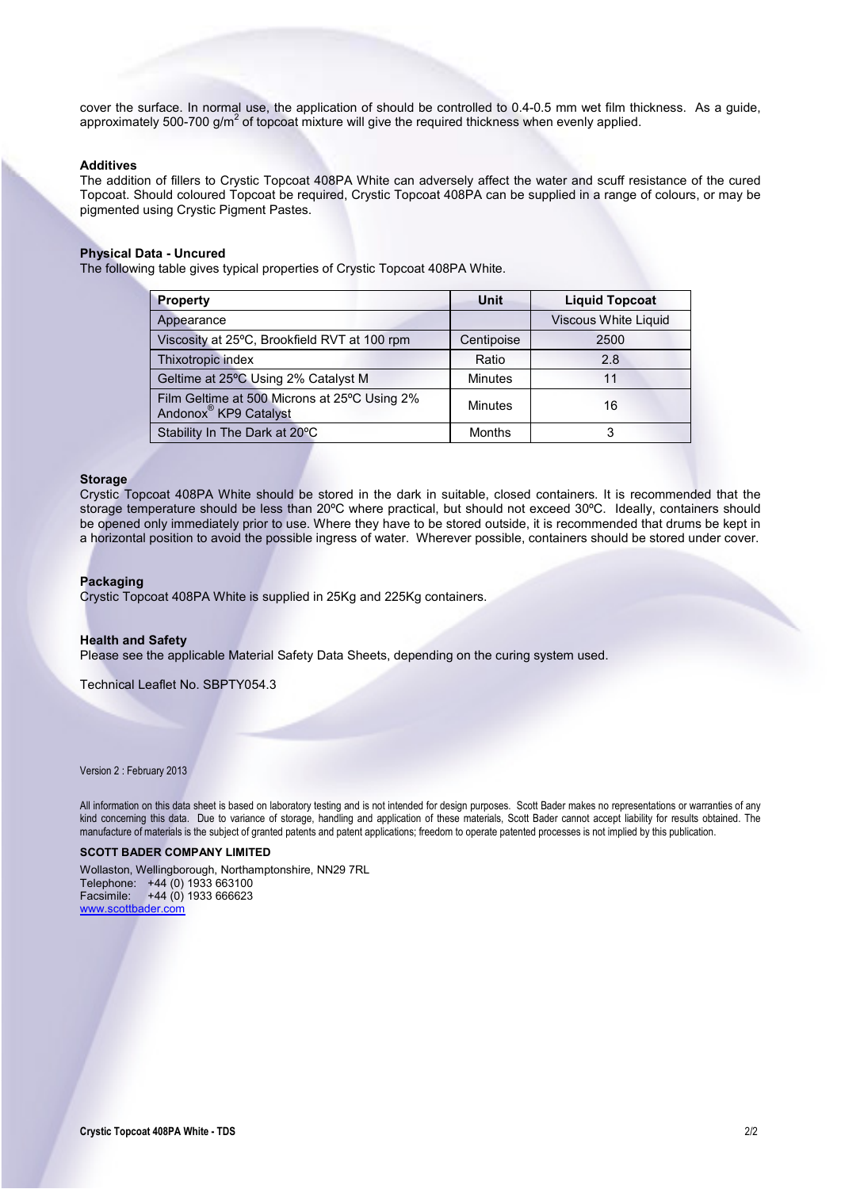cover the surface. In normal use, the application of should be controlled to 0.4-0.5 mm wet film thickness. As a guide, approximately 500-700 g/m$^2$ of topcoat mixture will give the required thickness when evenly applied.

**Additives**

The addition of fillers to Crystic Topcoat 408PA White can adversely affect the water and scuff resistance of the cured Topcoat. Should coloured Topcoat be required, Crystic Topcoat 408PA can be supplied in a range of colours, or may be pigmented using Crystic Pigment Pastes.

**Physical Data - Uncured**

The following table gives typical properties of Crystic Topcoat 408PA White.

| Property | Unit | Liquid Topcoat |
|---|---|---|
| Appearance | | Viscous White Liquid |
| Viscosity at 25ºC, Brookfield RVT at 100 rpm | Centipoise | 2500 |
| Thixotropic index | Ratio | 2.8 |
| Geltime at 25ºC Using 2% Catalyst M | Minutes | 11 |
| Film Geltime at 500 Microns at 25ºC Using 2% Andonox® KP9 Catalyst | Minutes | 16 |
| Stability In The Dark at 20ºC | Months | 3 |

**Storage**

Crystic Topcoat 408PA White should be stored in the dark in suitable, closed containers. It is recommended that the storage temperature should be less than 20ºC where practical, but should not exceed 30ºC. Ideally, containers should be opened only immediately prior to use. Where they have to be stored outside, it is recommended that drums be kept in a horizontal position to avoid the possible ingress of water. Wherever possible, containers should be stored under cover.

**Packaging**

Crystic Topcoat 408PA White is supplied in 25Kg and 225Kg containers.

**Health and Safety**

Please see the applicable Material Safety Data Sheets, depending on the curing system used.

Technical Leaflet No. SBPTY054.3

Version 2 : February 2013

All information on this data sheet is based on laboratory testing and is not intended for design purposes. Scott Bader makes no representations or warranties of any kind concerning this data. Due to variance of storage, handling and application of these materials, Scott Bader cannot accept liability for results obtained. The manufacture of materials is the subject of granted patents and patent applications; freedom to operate patented processes is not implied by this publication.

**SCOTT BADER COMPANY LIMITED**

Wollaston, Wellingborough, Northamptonshire, NN29 7RL
Telephone: +44 (0) 1933 663100
Facsimile: +44 (0) 1933 666623
www.scottbader.com